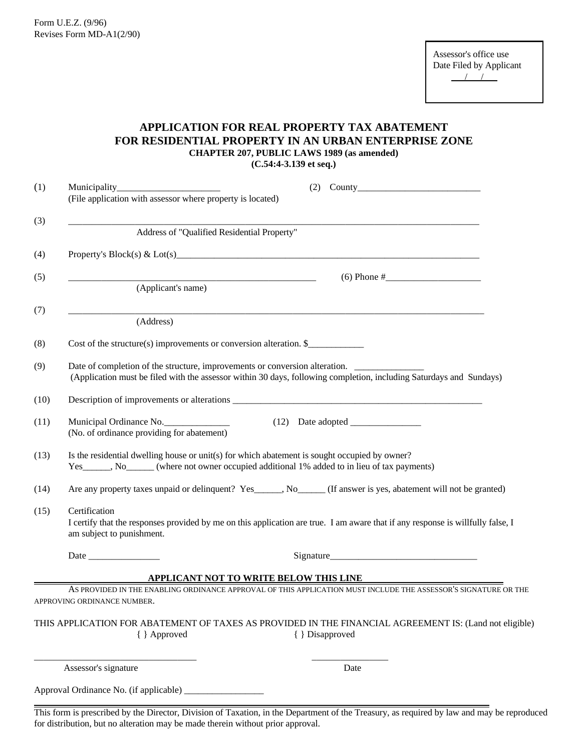Form U.E.Z. (9/96)
Revises Form MD-A1(2/90)

Assessor's office use
Date Filed by Applicant
\_\_\_/\_\_\_/\_\_\_

# APPLICATION FOR REAL PROPERTY TAX ABATEMENT FOR RESIDENTIAL PROPERTY IN AN URBAN ENTERPRISE ZONE

**CHAPTER 207, PUBLIC LAWS 1989 (as amended)**
**(C.54:4-3.139 et seq.)**

(1) Municipality______________________ (2) County__________________________
(File application with assessor where property is located)

(3) ______________________________________________________________________
Address of "Qualified Residential Property"

(4) Property's Block(s) & Lot(s)_____________________________________________

(5) ____________________________________________ (6) Phone #____________________
(Applicant's name)

(7) ______________________________________________________________________
(Address)

(8) Cost of the structure(s) improvements or conversion alteration. $____________

(9) Date of completion of the structure, improvements or conversion alteration. _______________
(Application must be filed with the assessor within 30 days, following completion, including Saturdays and Sundays)

(10) Description of improvements or alterations _______________________________________

(11) Municipal Ordinance No.______________ (12) Date adopted _______________
(No. of ordinance providing for abatement)

(13) Is the residential dwelling house or unit(s) for which abatement is sought occupied by owner?
Yes______, No______ (where not owner occupied additional 1% added to in lieu of tax payments)

(14) Are any property taxes unpaid or delinquent? Yes______, No______ (If answer is yes, abatement will not be granted)

(15) Certification
I certify that the responses provided by me on this application are true. I am aware that if any response is willfully false, I am subject to punishment.

Date _______________ Signature_______________________________

**APPLICANT NOT TO WRITE BELOW THIS LINE**

AS PROVIDED IN THE ENABLING ORDINANCE APPROVAL OF THIS APPLICATION MUST INCLUDE THE ASSESSOR'S SIGNATURE OR THE APPROVING ORDINANCE NUMBER.

THIS APPLICATION FOR ABATEMENT OF TAXES AS PROVIDED IN THE FINANCIAL AGREEMENT IS: (Land not eligible)
{ } Approved { } Disapproved

__________________________________ ________________
Assessor's signature Date

Approval Ordinance No. (if applicable) _________________

This form is prescribed by the Director, Division of Taxation, in the Department of the Treasury, as required by law and may be reproduced for distribution, but no alteration may be made therein without prior approval.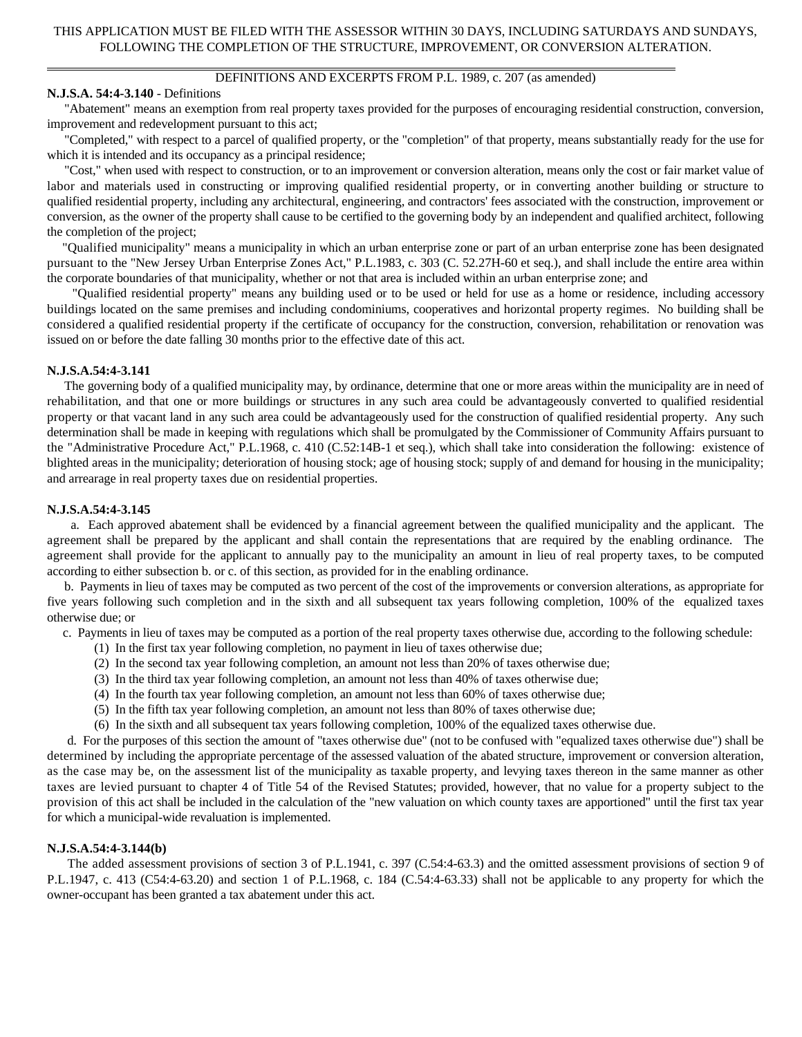THIS APPLICATION MUST BE FILED WITH THE ASSESSOR WITHIN 30 DAYS, INCLUDING SATURDAYS AND SUNDAYS, FOLLOWING THE COMPLETION OF THE STRUCTURE, IMPROVEMENT, OR CONVERSION ALTERATION.

---

DEFINITIONS AND EXCERPTS FROM P.L. 1989, c. 207 (as amended)

**N.J.S.A. 54:4-3.140** - Definitions

"Abatement" means an exemption from real property taxes provided for the purposes of encouraging residential construction, conversion, improvement and redevelopment pursuant to this act;

"Completed," with respect to a parcel of qualified property, or the "completion" of that property, means substantially ready for the use for which it is intended and its occupancy as a principal residence;

"Cost," when used with respect to construction, or to an improvement or conversion alteration, means only the cost or fair market value of labor and materials used in constructing or improving qualified residential property, or in converting another building or structure to qualified residential property, including any architectural, engineering, and contractors' fees associated with the construction, improvement or conversion, as the owner of the property shall cause to be certified to the governing body by an independent and qualified architect, following the completion of the project;

"Qualified municipality" means a municipality in which an urban enterprise zone or part of an urban enterprise zone has been designated pursuant to the "New Jersey Urban Enterprise Zones Act," P.L.1983, c. 303 (C. 52.27H-60 et seq.), and shall include the entire area within the corporate boundaries of that municipality, whether or not that area is included within an urban enterprise zone; and

"Qualified residential property" means any building used or to be used or held for use as a home or residence, including accessory buildings located on the same premises and including condominiums, cooperatives and horizontal property regimes. No building shall be considered a qualified residential property if the certificate of occupancy for the construction, conversion, rehabilitation or renovation was issued on or before the date falling 30 months prior to the effective date of this act.

**N.J.S.A.54:4-3.141**

The governing body of a qualified municipality may, by ordinance, determine that one or more areas within the municipality are in need of rehabilitation, and that one or more buildings or structures in any such area could be advantageously converted to qualified residential property or that vacant land in any such area could be advantageously used for the construction of qualified residential property. Any such determination shall be made in keeping with regulations which shall be promulgated by the Commissioner of Community Affairs pursuant to the "Administrative Procedure Act," P.L.1968, c. 410 (C.52:14B-1 et seq.), which shall take into consideration the following: existence of blighted areas in the municipality; deterioration of housing stock; age of housing stock; supply of and demand for housing in the municipality; and arrearage in real property taxes due on residential properties.

**N.J.S.A.54:4-3.145**

a. Each approved abatement shall be evidenced by a financial agreement between the qualified municipality and the applicant. The agreement shall be prepared by the applicant and shall contain the representations that are required by the enabling ordinance. The agreement shall provide for the applicant to annually pay to the municipality an amount in lieu of real property taxes, to be computed according to either subsection b. or c. of this section, as provided for in the enabling ordinance.

b. Payments in lieu of taxes may be computed as two percent of the cost of the improvements or conversion alterations, as appropriate for five years following such completion and in the sixth and all subsequent tax years following completion, 100% of the equalized taxes otherwise due; or

c. Payments in lieu of taxes may be computed as a portion of the real property taxes otherwise due, according to the following schedule:

(1) In the first tax year following completion, no payment in lieu of taxes otherwise due;
(2) In the second tax year following completion, an amount not less than 20% of taxes otherwise due;
(3) In the third tax year following completion, an amount not less than 40% of taxes otherwise due;
(4) In the fourth tax year following completion, an amount not less than 60% of taxes otherwise due;
(5) In the fifth tax year following completion, an amount not less than 80% of taxes otherwise due;
(6) In the sixth and all subsequent tax years following completion, 100% of the equalized taxes otherwise due.

d. For the purposes of this section the amount of "taxes otherwise due" (not to be confused with "equalized taxes otherwise due") shall be determined by including the appropriate percentage of the assessed valuation of the abated structure, improvement or conversion alteration, as the case may be, on the assessment list of the municipality as taxable property, and levying taxes thereon in the same manner as other taxes are levied pursuant to chapter 4 of Title 54 of the Revised Statutes; provided, however, that no value for a property subject to the provision of this act shall be included in the calculation of the "new valuation on which county taxes are apportioned" until the first tax year for which a municipal-wide revaluation is implemented.

**N.J.S.A.54:4-3.144(b)**

The added assessment provisions of section 3 of P.L.1941, c. 397 (C.54:4-63.3) and the omitted assessment provisions of section 9 of P.L.1947, c. 413 (C54:4-63.20) and section 1 of P.L.1968, c. 184 (C.54:4-63.33) shall not be applicable to any property for which the owner-occupant has been granted a tax abatement under this act.